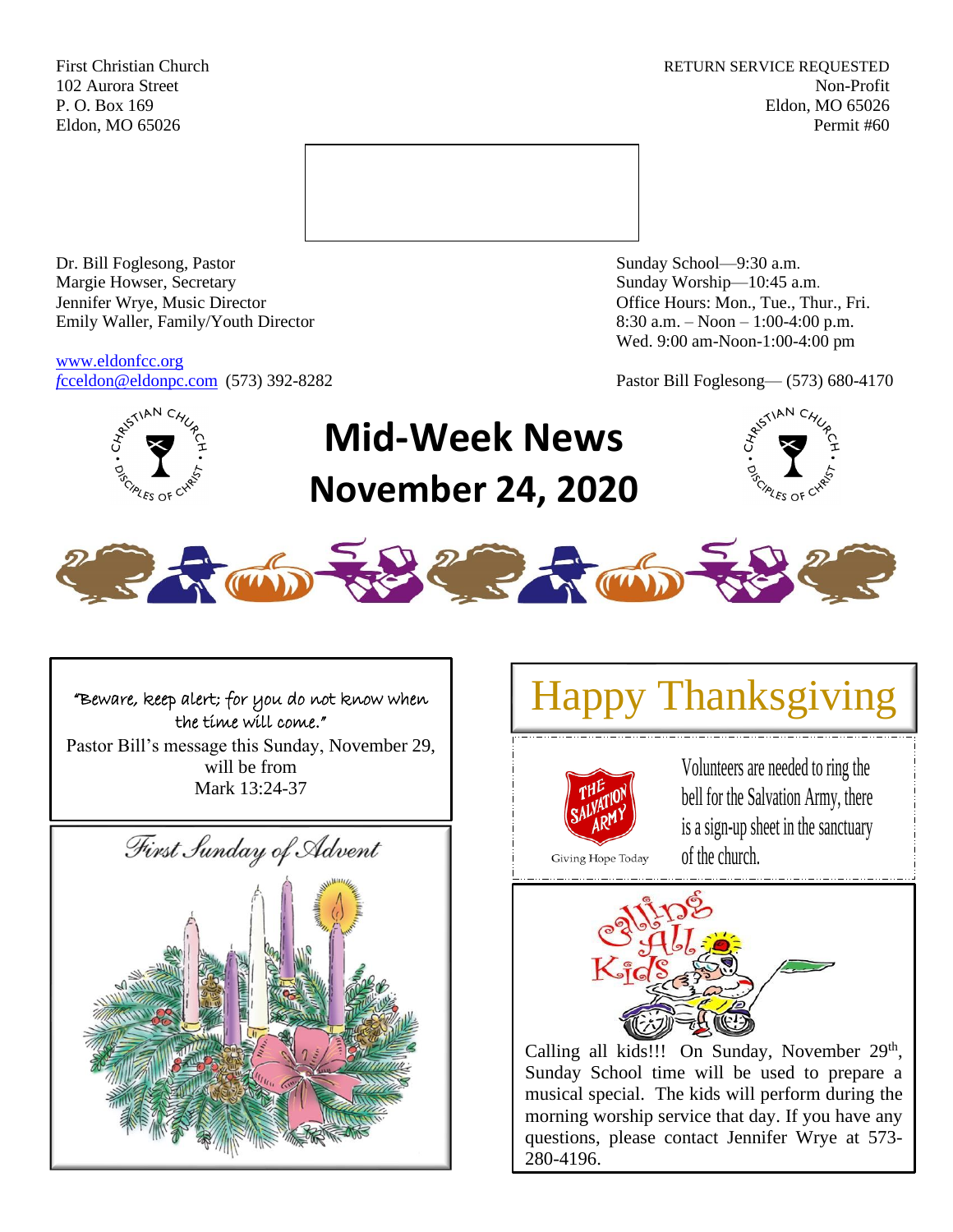First Christian Church
102 Aurora Street
P. O. Box 169
Eldon, MO 65026

RETURN SERVICE REQUESTED
Non-Profit
Eldon, MO 65026
Permit #60

Dr. Bill Foglesong, Pastor
Margie Howser, Secretary
Jennifer Wrye, Music Director
Emily Waller, Family/Youth Director

www.eldonfcc.org
fcceldon@eldonpc.com (573) 392-8282

Sunday School—9:30 a.m.
Sunday Worship—10:45 a.m.
Office Hours: Mon., Tue., Thur., Fri.
8:30 a.m. – Noon – 1:00-4:00 p.m.
Wed. 9:00 am-Noon-1:00-4:00 pm

Pastor Bill Foglesong— (573) 680-4170

# Mid-Week News
# November 24, 2020

"Beware, keep alert; for you do not know when the time will come."
Pastor Bill's message this Sunday, November 29, will be from Mark 13:24-37

*First Sunday of Advent*

## Happy Thanksgiving

Volunteers are needed to ring the bell for the Salvation Army, there is a sign-up sheet in the sanctuary of the church.

Giving Hope Today

Calling All Kids

Calling all kids!!! On Sunday, November 29th, Sunday School time will be used to prepare a musical special. The kids will perform during the morning worship service that day. If you have any questions, please contact Jennifer Wrye at 573-280-4196.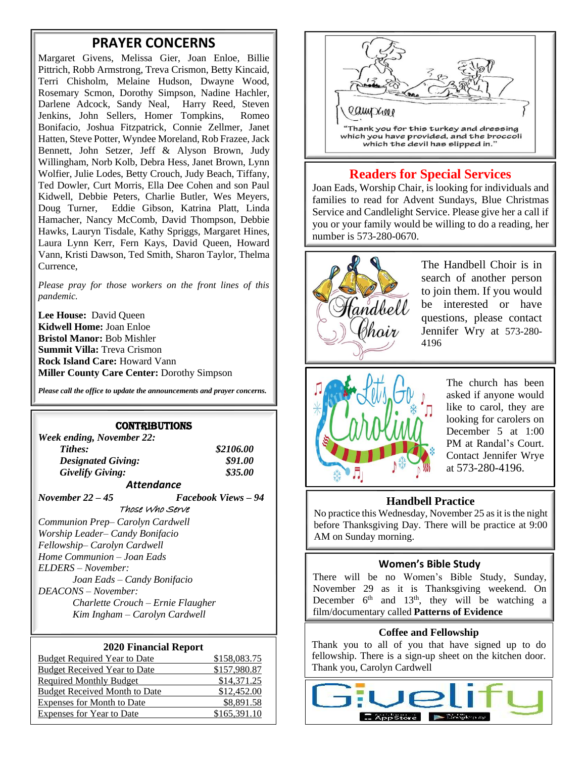## PRAYER CONCERNS

Margaret Givens, Melissa Gier, Joan Enloe, Billie Pittrich, Robb Armstrong, Treva Crismon, Betty Kincaid, Terri Chisholm, Melaine Hudson, Dwayne Wood, Rosemary Scmon, Dorothy Simpson, Nadine Hachler, Darlene Adcock, Sandy Neal, Harry Reed, Steven Jenkins, John Sellers, Homer Tompkins, Romeo Bonifacio, Joshua Fitzpatrick, Connie Zellmer, Janet Hatten, Steve Potter, Wyndee Moreland, Rob Frazee, Jack Bennett, John Setzer, Jeff & Alyson Brown, Judy Willingham, Norb Kolb, Debra Hess, Janet Brown, Lynn Wolfier, Julie Lodes, Betty Crouch, Judy Beach, Tiffany, Ted Dowler, Curt Morris, Ella Dee Cohen and son Paul Kidwell, Debbie Peters, Charlie Butler, Wes Meyers, Doug Turner, Eddie Gibson, Katrina Platt, Linda Hamacher, Nancy McComb, David Thompson, Debbie Hawks, Lauryn Tisdale, Kathy Spriggs, Margaret Hines, Laura Lynn Kerr, Fern Kays, David Queen, Howard Vann, Kristi Dawson, Ted Smith, Sharon Taylor, Thelma Currence,

*Please pray for those workers on the front lines of this pandemic.*

**Lee House:** David Queen
**Kidwell Home:** Joan Enloe
**Bristol Manor:** Bob Mishler
**Summit Villa:** Treva Crismon
**Rock Island Care:** Howard Vann
**Miller County Care Center:** Dorothy Simpson

***Please call the office to update the announcements and prayer concerns.***

### CONTRIBUTIONS

***Week ending, November 22:***

| | |
|---|---|
| ***Tithes:*** | ***$2106.00*** |
| ***Designated Giving:*** | ***$91.00*** |
| ***Givelify Giving:*** | ***$35.00*** |

***Attendance***

***November 22 – 45*** ***Facebook Views – 94***

*Those Who Serve*

*Communion Prep– Carolyn Cardwell*
*Worship Leader– Candy Bonifacio*
*Fellowship– Carolyn Cardwell*
*Home Communion – Joan Eads*
*ELDERS – November:*
*Joan Eads – Candy Bonifacio*
*DEACONS – November:*
*Charlette Crouch – Ernie Flaugher*
*Kim Ingham – Carolyn Cardwell*

### 2020 Financial Report

| | |
|---|---|
| Budget Required Year to Date | $158,083.75 |
| Budget Received Year to Date | $157,980.87 |
| Required Monthly Budget | $14,371.25 |
| Budget Received Month to Date | $12,452.00 |
| Expenses for Month to Date | $8,891.58 |
| Expenses for Year to Date | $165,391.10 |

"Thank you for this turkey and dressing which you have provided, and the broccoli which the devil has slipped in."

## Readers for Special Services

Joan Eads, Worship Chair, is looking for individuals and families to read for Advent Sundays, Blue Christmas Service and Candlelight Service. Please give her a call if you or your family would be willing to do a reading, her number is 573-280-0670.

The Handbell Choir is in search of another person to join them. If you would be interested or have questions, please contact Jennifer Wry at 573-280-4196

The church has been asked if anyone would like to carol, they are looking for carolers on December 5 at 1:00 PM at Randal's Court. Contact Jennifer Wrye at 573-280-4196.

### Handbell Practice

No practice this Wednesday, November 25 as it is the night before Thanksgiving Day. There will be practice at 9:00 AM on Sunday morning.

### Women's Bible Study

There will be no Women's Bible Study, Sunday, November 29 as it is Thanksgiving weekend. On December 6th and 13th, they will be watching a film/documentary called **Patterns of Evidence**

### Coffee and Fellowship

Thank you to all of you that signed up to do fellowship. There is a sign-up sheet on the kitchen door. Thank you, Carolyn Cardwell